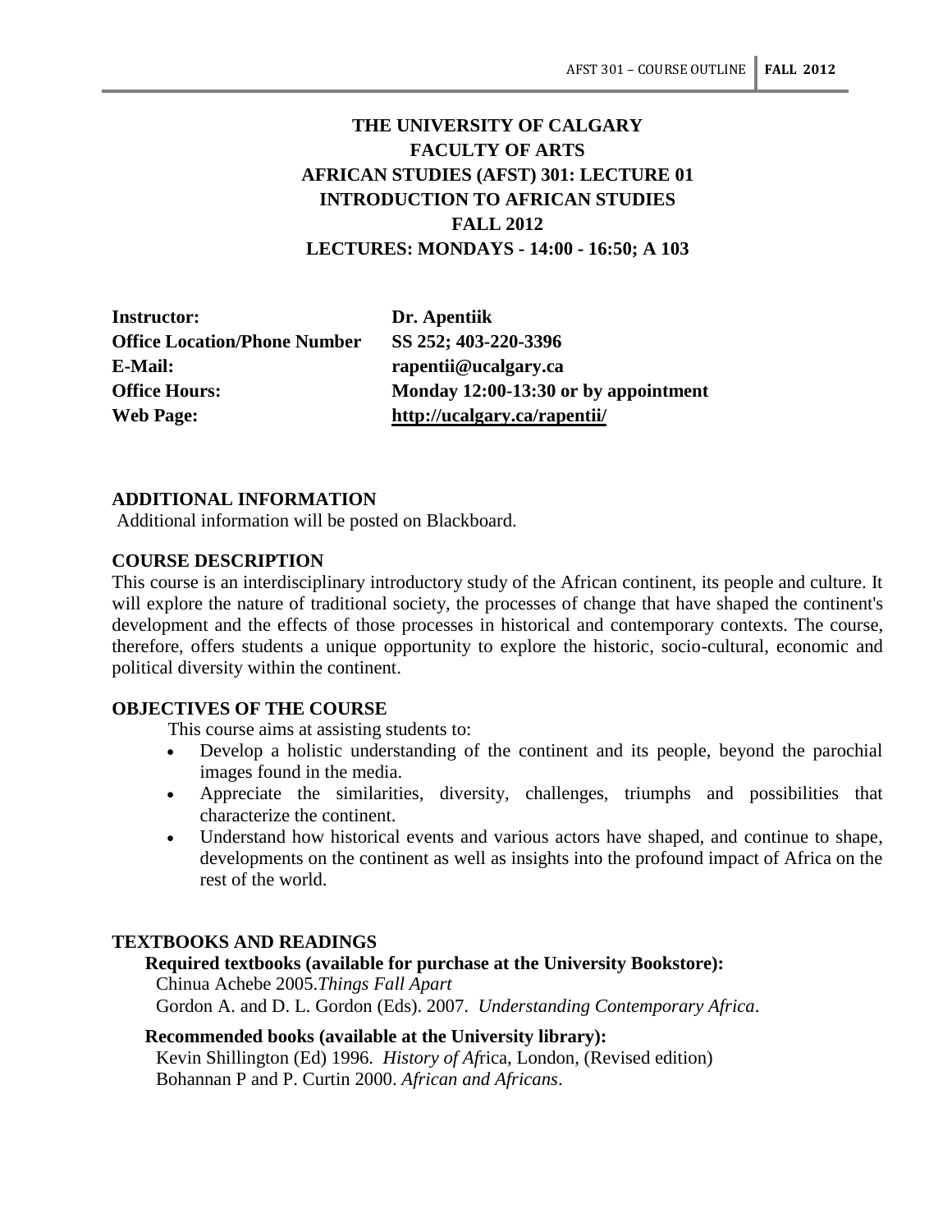# THE UNIVERSITY OF CALGARY
# FACULTY OF ARTS
# AFRICAN STUDIES (AFST) 301: LECTURE 01
# INTRODUCTION TO AFRICAN STUDIES
# FALL 2012
# LECTURES: MONDAYS - 14:00 - 16:50; A 103

| | |
|---|---|
| **Instructor:** | **Dr. Apentiik** |
| **Office Location/Phone Number** | **SS 252; 403-220-3396** |
| **E-Mail:** | **rapentii@ucalgary.ca** |
| **Office Hours:** | **Monday 12:00-13:30 or by appointment** |
| **Web Page:** | **http://ucalgary.ca/rapentii/** |

## ADDITIONAL INFORMATION

Additional information will be posted on Blackboard.

## COURSE DESCRIPTION

This course is an interdisciplinary introductory study of the African continent, its people and culture. It will explore the nature of traditional society, the processes of change that have shaped the continent's development and the effects of those processes in historical and contemporary contexts. The course, therefore, offers students a unique opportunity to explore the historic, socio-cultural, economic and political diversity within the continent.

## OBJECTIVES OF THE COURSE

This course aims at assisting students to:

- Develop a holistic understanding of the continent and its people, beyond the parochial images found in the media.
- Appreciate the similarities, diversity, challenges, triumphs and possibilities that characterize the continent.
- Understand how historical events and various actors have shaped, and continue to shape, developments on the continent as well as insights into the profound impact of Africa on the rest of the world.

## TEXTBOOKS AND READINGS

**Required textbooks (available for purchase at the University Bookstore):**

Chinua Achebe 2005.*Things Fall Apart*
Gordon A. and D. L. Gordon (Eds). 2007. *Understanding Contemporary Africa*.

**Recommended books (available at the University library):**

Kevin Shillington (Ed) 1996. *History of Af*rica, London, (Revised edition)
Bohannan P and P. Curtin 2000. *African and Africans*.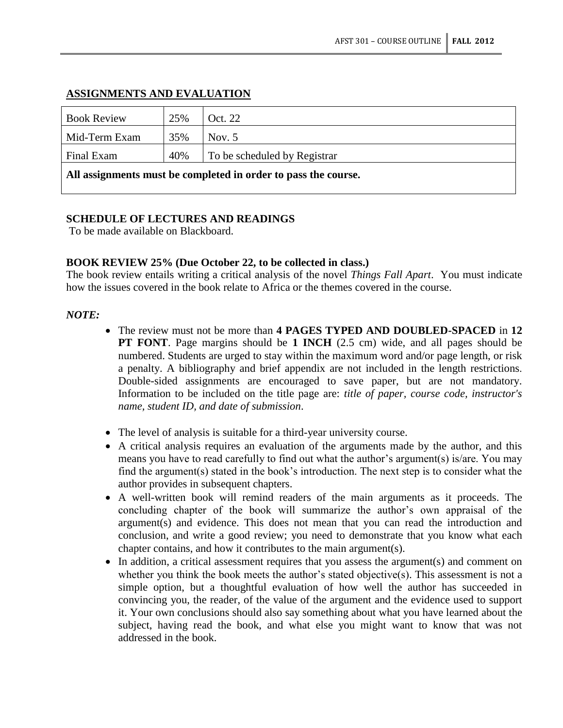## ASSIGNMENTS AND EVALUATION

| Book Review | 25% | Oct. 22 |
|---|---|---|
| Mid-Term Exam | 35% | Nov. 5 |
| Final Exam | 40% | To be scheduled by Registrar |
| **All assignments must be completed in order to pass the course.** | | |

### SCHEDULE OF LECTURES AND READINGS

To be made available on Blackboard.

### BOOK REVIEW 25% (Due October 22, to be collected in class.)

The book review entails writing a critical analysis of the novel *Things Fall Apart*. You must indicate how the issues covered in the book relate to Africa or the themes covered in the course.

***NOTE:***

- The review must not be more than **4 PAGES TYPED AND DOUBLED-SPACED** in **12 PT FONT**. Page margins should be **1 INCH** (2.5 cm) wide, and all pages should be numbered. Students are urged to stay within the maximum word and/or page length, or risk a penalty. A bibliography and brief appendix are not included in the length restrictions. Double-sided assignments are encouraged to save paper, but are not mandatory. Information to be included on the title page are: *title of paper, course code, instructor's name, student ID, and date of submission*.

- The level of analysis is suitable for a third-year university course.
- A critical analysis requires an evaluation of the arguments made by the author, and this means you have to read carefully to find out what the author's argument(s) is/are. You may find the argument(s) stated in the book's introduction. The next step is to consider what the author provides in subsequent chapters.
- A well-written book will remind readers of the main arguments as it proceeds. The concluding chapter of the book will summarize the author's own appraisal of the argument(s) and evidence. This does not mean that you can read the introduction and conclusion, and write a good review; you need to demonstrate that you know what each chapter contains, and how it contributes to the main argument(s).
- In addition, a critical assessment requires that you assess the argument(s) and comment on whether you think the book meets the author's stated objective(s). This assessment is not a simple option, but a thoughtful evaluation of how well the author has succeeded in convincing you, the reader, of the value of the argument and the evidence used to support it. Your own conclusions should also say something about what you have learned about the subject, having read the book, and what else you might want to know that was not addressed in the book.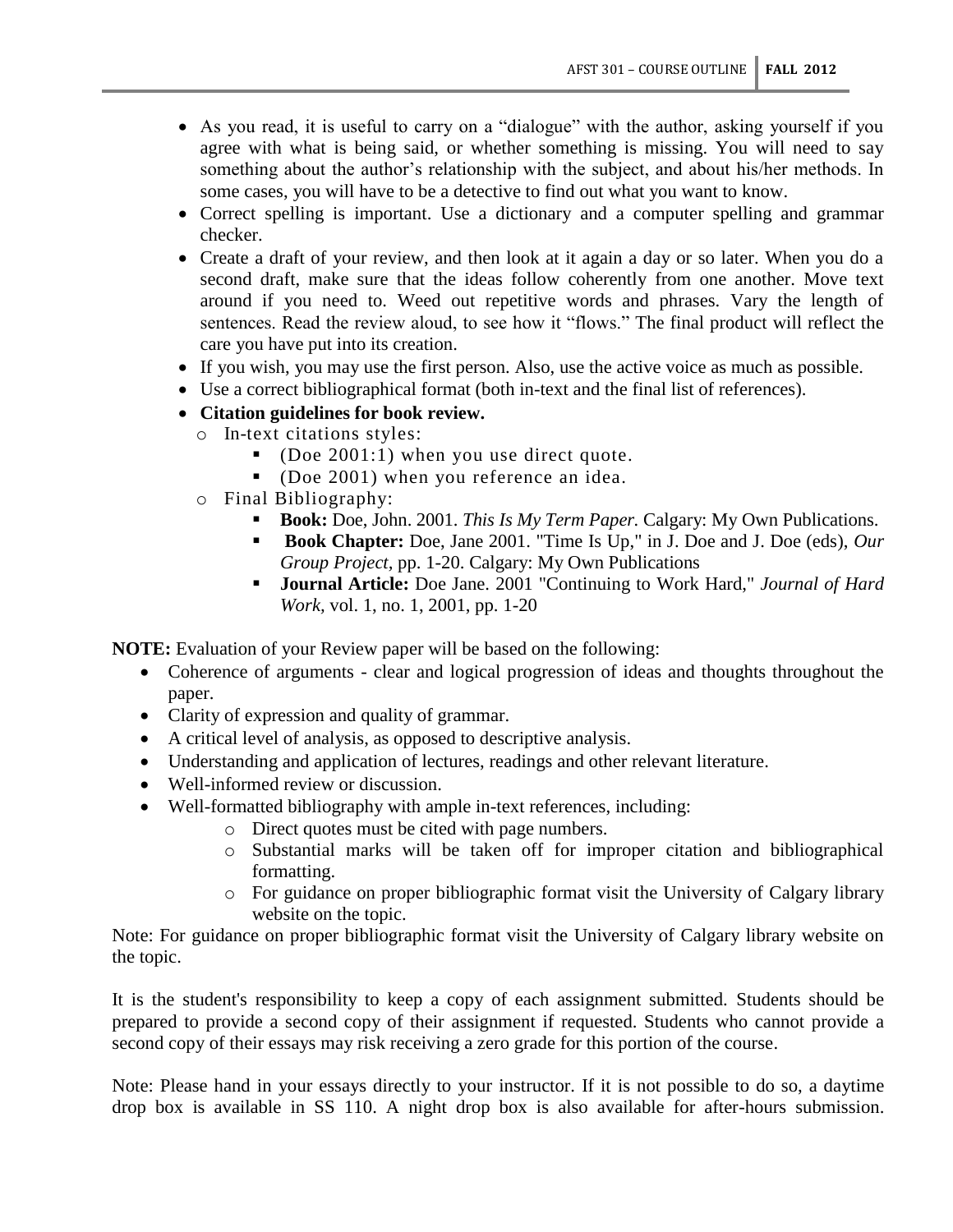- As you read, it is useful to carry on a "dialogue" with the author, asking yourself if you agree with what is being said, or whether something is missing. You will need to say something about the author's relationship with the subject, and about his/her methods. In some cases, you will have to be a detective to find out what you want to know.
- Correct spelling is important. Use a dictionary and a computer spelling and grammar checker.
- Create a draft of your review, and then look at it again a day or so later. When you do a second draft, make sure that the ideas follow coherently from one another. Move text around if you need to. Weed out repetitive words and phrases. Vary the length of sentences. Read the review aloud, to see how it "flows." The final product will reflect the care you have put into its creation.
- If you wish, you may use the first person. Also, use the active voice as much as possible.
- Use a correct bibliographical format (both in-text and the final list of references).
- **Citation guidelines for book review.**
  - In-text citations styles:
    - (Doe 2001:1) when you use direct quote.
    - (Doe 2001) when you reference an idea.
  - Final Bibliography:
    - **Book:** Doe, John. 2001. *This Is My Term Paper.* Calgary: My Own Publications.
    - **Book Chapter:** Doe, Jane 2001. "Time Is Up," in J. Doe and J. Doe (eds), *Our Group Project*, pp. 1-20. Calgary: My Own Publications
    - **Journal Article:** Doe Jane. 2001 "Continuing to Work Hard," *Journal of Hard Work*, vol. 1, no. 1, 2001, pp. 1-20

**NOTE:** Evaluation of your Review paper will be based on the following:

- Coherence of arguments - clear and logical progression of ideas and thoughts throughout the paper.
- Clarity of expression and quality of grammar.
- A critical level of analysis, as opposed to descriptive analysis.
- Understanding and application of lectures, readings and other relevant literature.
- Well-informed review or discussion.
- Well-formatted bibliography with ample in-text references, including:
  - Direct quotes must be cited with page numbers.
  - Substantial marks will be taken off for improper citation and bibliographical formatting.
  - For guidance on proper bibliographic format visit the University of Calgary library website on the topic.

Note: For guidance on proper bibliographic format visit the University of Calgary library website on the topic.

It is the student's responsibility to keep a copy of each assignment submitted. Students should be prepared to provide a second copy of their assignment if requested. Students who cannot provide a second copy of their essays may risk receiving a zero grade for this portion of the course.

Note: Please hand in your essays directly to your instructor. If it is not possible to do so, a daytime drop box is available in SS 110. A night drop box is also available for after-hours submission.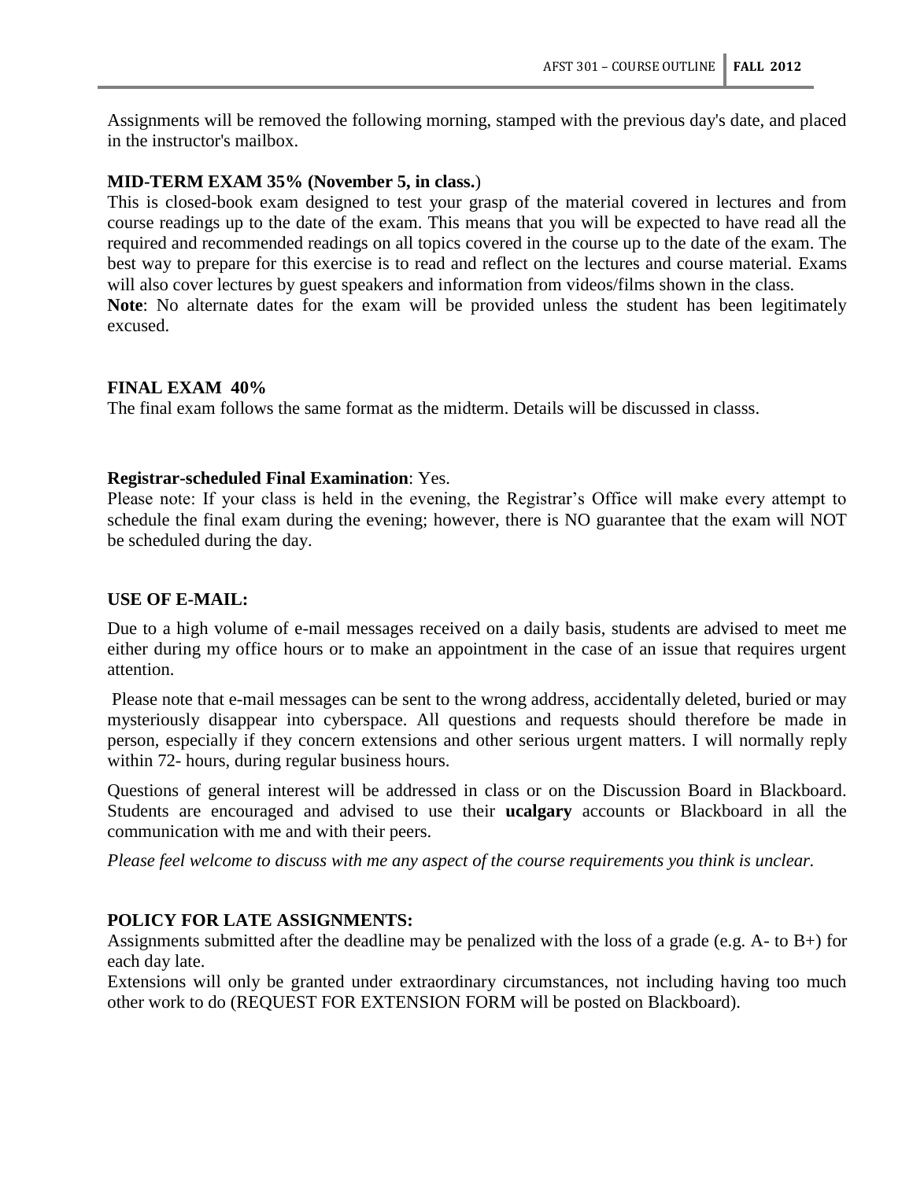Assignments will be removed the following morning, stamped with the previous day's date, and placed in the instructor's mailbox.

**MID-TERM EXAM 35% (November 5, in class.**)

This is closed-book exam designed to test your grasp of the material covered in lectures and from course readings up to the date of the exam. This means that you will be expected to have read all the required and recommended readings on all topics covered in the course up to the date of the exam. The best way to prepare for this exercise is to read and reflect on the lectures and course material. Exams will also cover lectures by guest speakers and information from videos/films shown in the class.

**Note**: No alternate dates for the exam will be provided unless the student has been legitimately excused.

**FINAL EXAM 40%**

The final exam follows the same format as the midterm. Details will be discussed in classs.

**Registrar-scheduled Final Examination**: Yes.

Please note: If your class is held in the evening, the Registrar's Office will make every attempt to schedule the final exam during the evening; however, there is NO guarantee that the exam will NOT be scheduled during the day.

**USE OF E-MAIL:**

Due to a high volume of e-mail messages received on a daily basis, students are advised to meet me either during my office hours or to make an appointment in the case of an issue that requires urgent attention.

Please note that e-mail messages can be sent to the wrong address, accidentally deleted, buried or may mysteriously disappear into cyberspace. All questions and requests should therefore be made in person, especially if they concern extensions and other serious urgent matters. I will normally reply within 72- hours, during regular business hours.

Questions of general interest will be addressed in class or on the Discussion Board in Blackboard. Students are encouraged and advised to use their **ucalgary** accounts or Blackboard in all the communication with me and with their peers.

*Please feel welcome to discuss with me any aspect of the course requirements you think is unclear.*

**POLICY FOR LATE ASSIGNMENTS:**

Assignments submitted after the deadline may be penalized with the loss of a grade (e.g. A- to B+) for each day late.

Extensions will only be granted under extraordinary circumstances, not including having too much other work to do (REQUEST FOR EXTENSION FORM will be posted on Blackboard).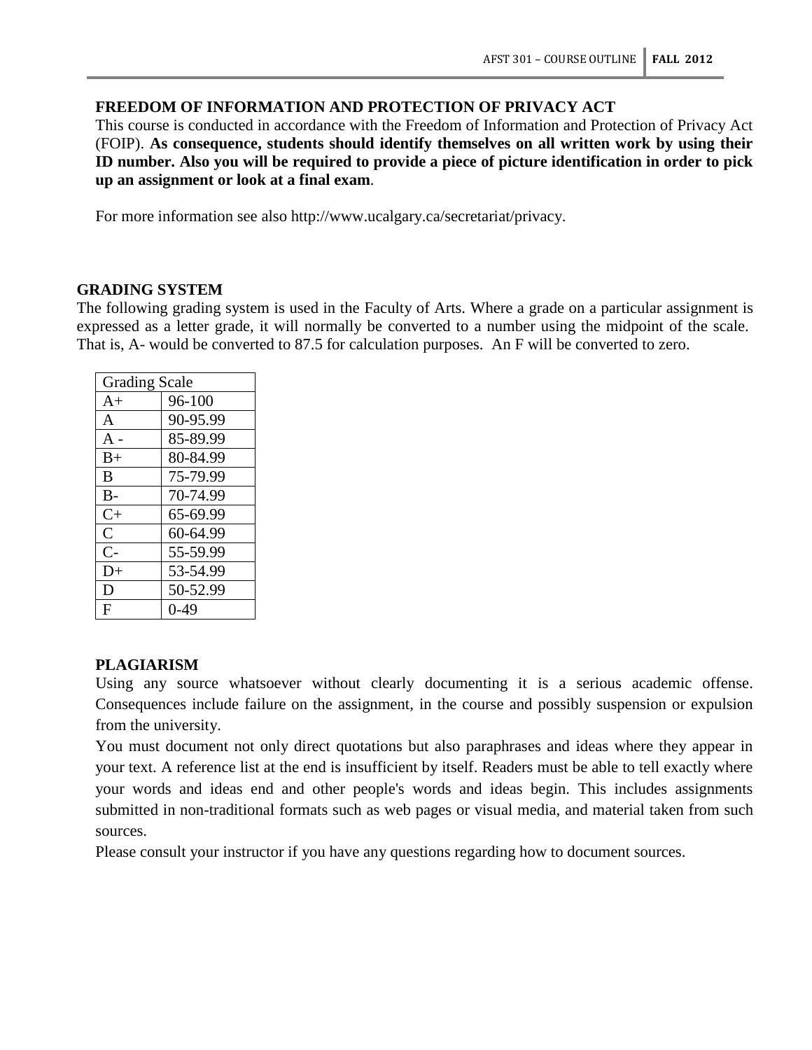## FREEDOM OF INFORMATION AND PROTECTION OF PRIVACY ACT

This course is conducted in accordance with the Freedom of Information and Protection of Privacy Act (FOIP). **As consequence, students should identify themselves on all written work by using their ID number. Also you will be required to provide a piece of picture identification in order to pick up an assignment or look at a final exam**.

For more information see also http://www.ucalgary.ca/secretariat/privacy.

## GRADING SYSTEM

The following grading system is used in the Faculty of Arts. Where a grade on a particular assignment is expressed as a letter grade, it will normally be converted to a number using the midpoint of the scale. That is, A- would be converted to 87.5 for calculation purposes. An F will be converted to zero.

| Grading Scale | |
|---|---|
| A+ | 96-100 |
| A | 90-95.99 |
| A - | 85-89.99 |
| B+ | 80-84.99 |
| B | 75-79.99 |
| B- | 70-74.99 |
| C+ | 65-69.99 |
| C | 60-64.99 |
| C- | 55-59.99 |
| D+ | 53-54.99 |
| D | 50-52.99 |
| F | 0-49 |

## PLAGIARISM

Using any source whatsoever without clearly documenting it is a serious academic offense. Consequences include failure on the assignment, in the course and possibly suspension or expulsion from the university.

You must document not only direct quotations but also paraphrases and ideas where they appear in your text. A reference list at the end is insufficient by itself. Readers must be able to tell exactly where your words and ideas end and other people's words and ideas begin. This includes assignments submitted in non-traditional formats such as web pages or visual media, and material taken from such sources.

Please consult your instructor if you have any questions regarding how to document sources.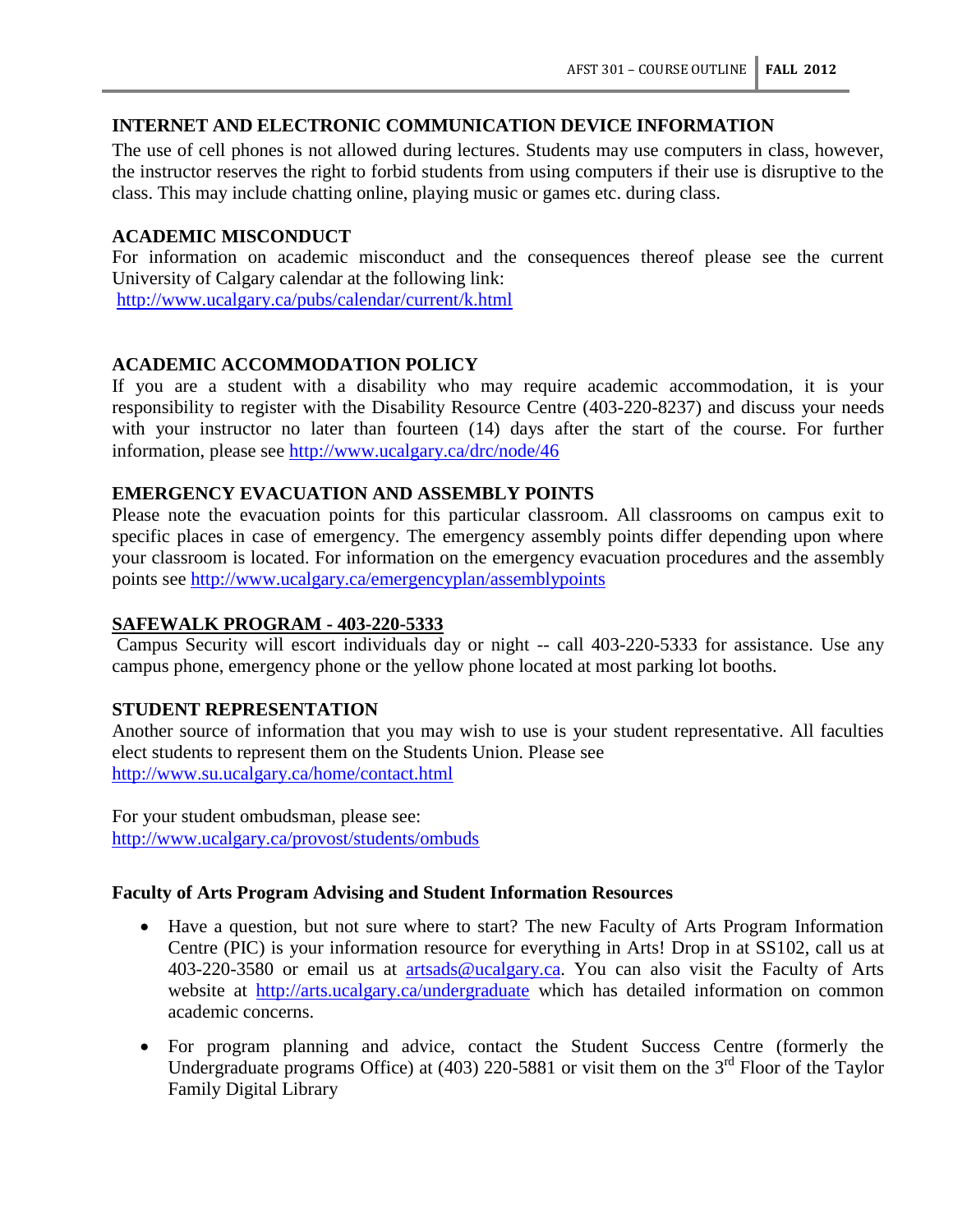## INTERNET AND ELECTRONIC COMMUNICATION DEVICE INFORMATION

The use of cell phones is not allowed during lectures. Students may use computers in class, however, the instructor reserves the right to forbid students from using computers if their use is disruptive to the class. This may include chatting online, playing music or games etc. during class.

## ACADEMIC MISCONDUCT

For information on academic misconduct and the consequences thereof please see the current University of Calgary calendar at the following link:
http://www.ucalgary.ca/pubs/calendar/current/k.html

## ACADEMIC ACCOMMODATION POLICY

If you are a student with a disability who may require academic accommodation, it is your responsibility to register with the Disability Resource Centre (403-220-8237) and discuss your needs with your instructor no later than fourteen (14) days after the start of the course. For further information, please see http://www.ucalgary.ca/drc/node/46

## EMERGENCY EVACUATION AND ASSEMBLY POINTS

Please note the evacuation points for this particular classroom. All classrooms on campus exit to specific places in case of emergency. The emergency assembly points differ depending upon where your classroom is located. For information on the emergency evacuation procedures and the assembly points see http://www.ucalgary.ca/emergencyplan/assemblypoints

## SAFEWALK PROGRAM - 403-220-5333

Campus Security will escort individuals day or night -- call 403-220-5333 for assistance. Use any campus phone, emergency phone or the yellow phone located at most parking lot booths.

## STUDENT REPRESENTATION

Another source of information that you may wish to use is your student representative. All faculties elect students to represent them on the Students Union. Please see
http://www.su.ucalgary.ca/home/contact.html

For your student ombudsman, please see:
http://www.ucalgary.ca/provost/students/ombuds

### Faculty of Arts Program Advising and Student Information Resources

- Have a question, but not sure where to start? The new Faculty of Arts Program Information Centre (PIC) is your information resource for everything in Arts! Drop in at SS102, call us at 403-220-3580 or email us at artsads@ucalgary.ca. You can also visit the Faculty of Arts website at http://arts.ucalgary.ca/undergraduate which has detailed information on common academic concerns.
- For program planning and advice, contact the Student Success Centre (formerly the Undergraduate programs Office) at (403) 220-5881 or visit them on the 3rd Floor of the Taylor Family Digital Library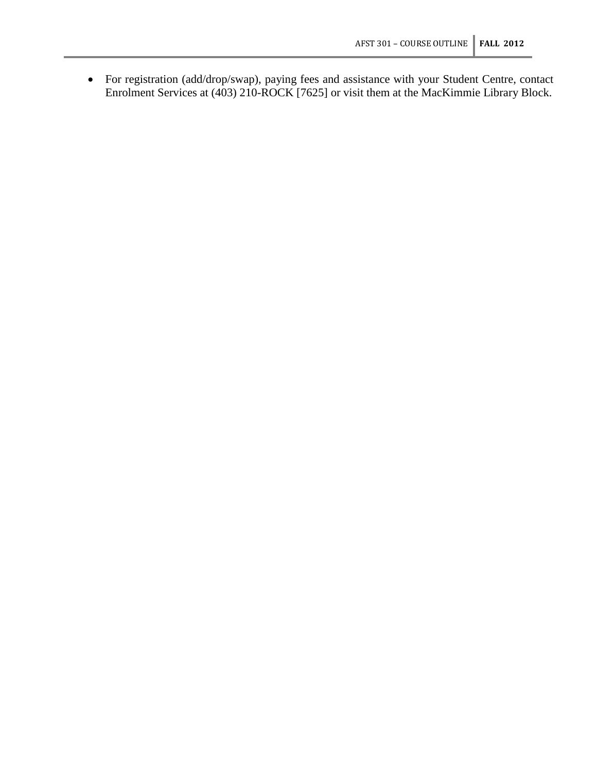- For registration (add/drop/swap), paying fees and assistance with your Student Centre, contact Enrolment Services at (403) 210-ROCK [7625] or visit them at the MacKimmie Library Block.